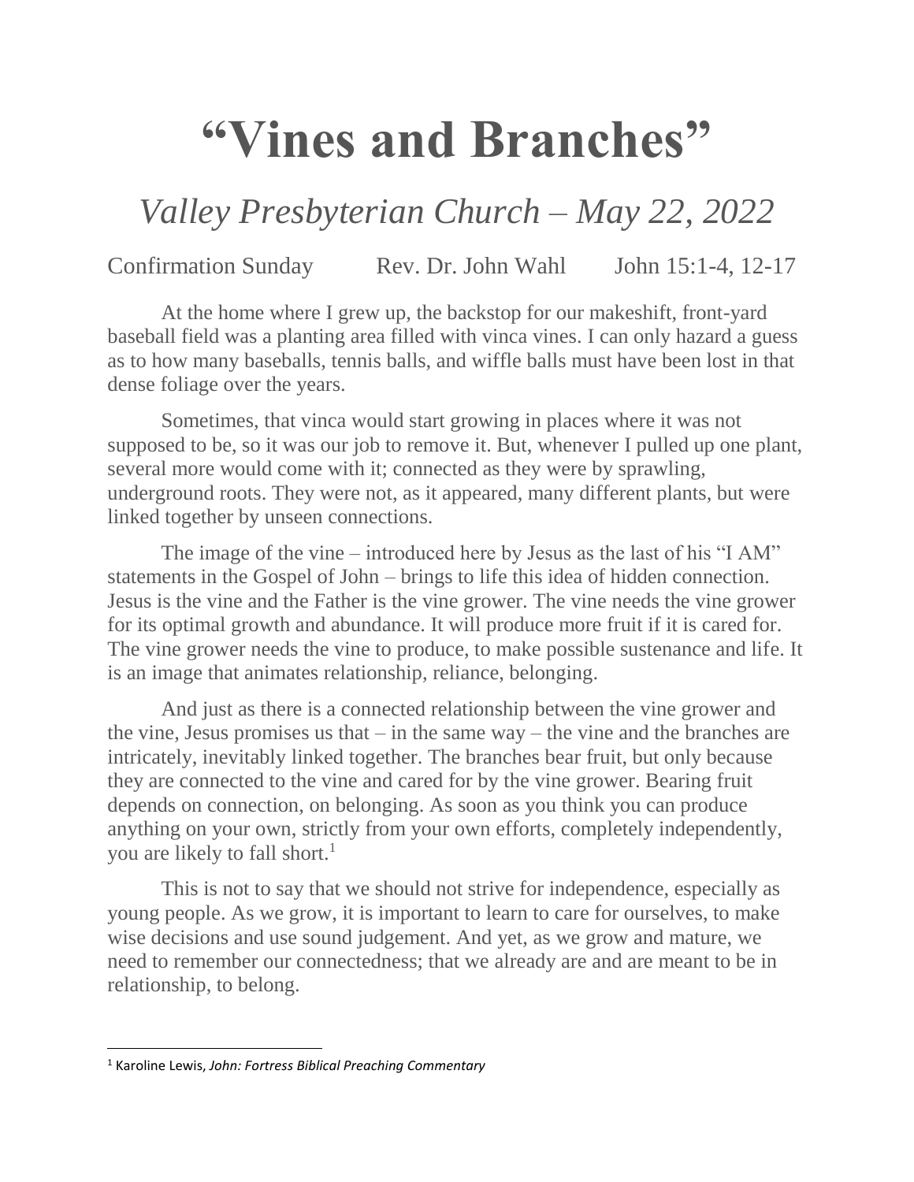# "Vines and Branches"

## *Valley Presbyterian Church – May 22, 2022*

Confirmation Sunday Rev. Dr. John Wahl John 15:1-4, 12-17

At the home where I grew up, the backstop for our makeshift, front-yard baseball field was a planting area filled with vinca vines. I can only hazard a guess as to how many baseballs, tennis balls, and wiffle balls must have been lost in that dense foliage over the years.

Sometimes, that vinca would start growing in places where it was not supposed to be, so it was our job to remove it. But, whenever I pulled up one plant, several more would come with it; connected as they were by sprawling, underground roots. They were not, as it appeared, many different plants, but were linked together by unseen connections.

The image of the vine – introduced here by Jesus as the last of his "I AM" statements in the Gospel of John – brings to life this idea of hidden connection. Jesus is the vine and the Father is the vine grower. The vine needs the vine grower for its optimal growth and abundance. It will produce more fruit if it is cared for. The vine grower needs the vine to produce, to make possible sustenance and life. It is an image that animates relationship, reliance, belonging.

And just as there is a connected relationship between the vine grower and the vine, Jesus promises us that – in the same way – the vine and the branches are intricately, inevitably linked together. The branches bear fruit, but only because they are connected to the vine and cared for by the vine grower. Bearing fruit depends on connection, on belonging. As soon as you think you can produce anything on your own, strictly from your own efforts, completely independently, you are likely to fall short.[1]

This is not to say that we should not strive for independence, especially as young people. As we grow, it is important to learn to care for ourselves, to make wise decisions and use sound judgement. And yet, as we grow and mature, we need to remember our connectedness; that we already are and are meant to be in relationship, to belong.

---

[1] Karoline Lewis, *John: Fortress Biblical Preaching Commentary*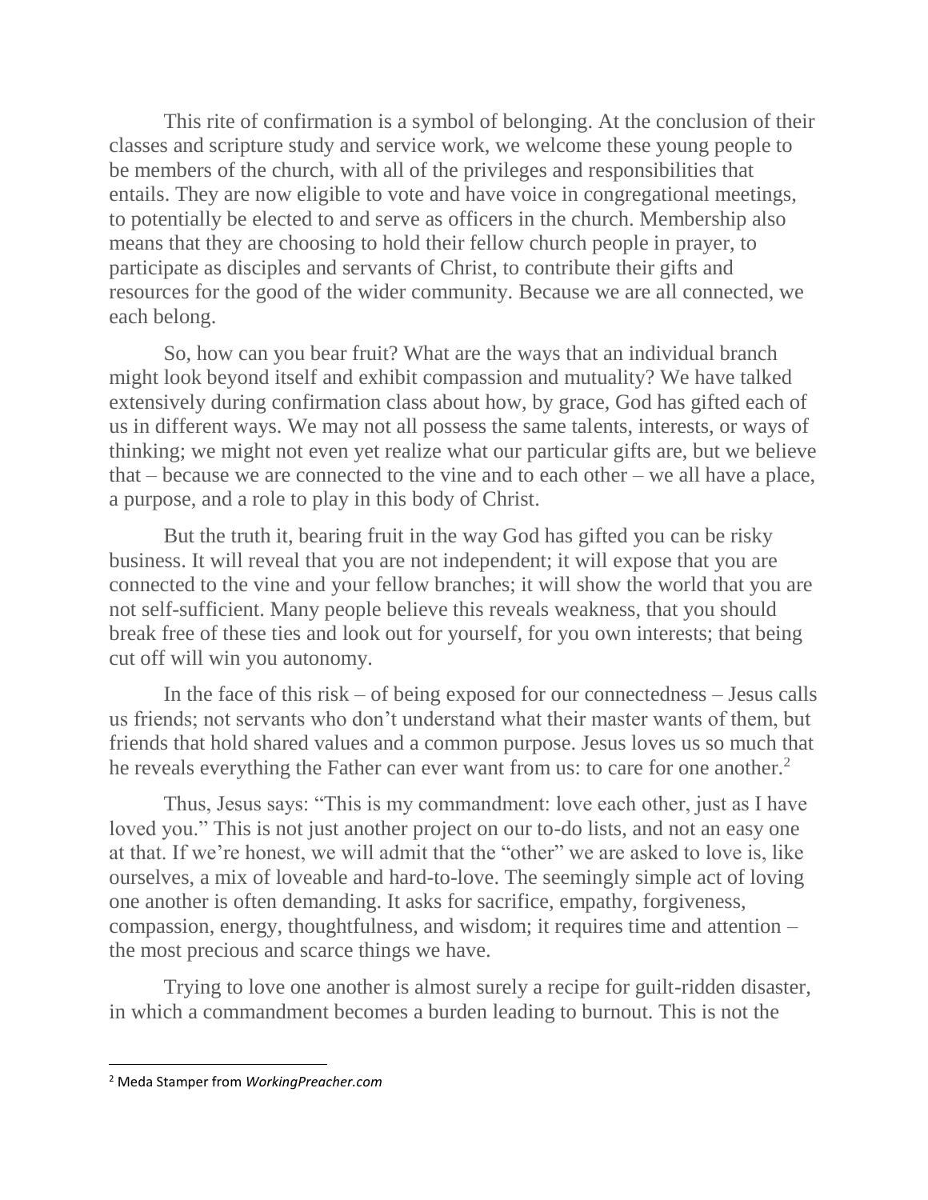This rite of confirmation is a symbol of belonging. At the conclusion of their classes and scripture study and service work, we welcome these young people to be members of the church, with all of the privileges and responsibilities that entails. They are now eligible to vote and have voice in congregational meetings, to potentially be elected to and serve as officers in the church. Membership also means that they are choosing to hold their fellow church people in prayer, to participate as disciples and servants of Christ, to contribute their gifts and resources for the good of the wider community. Because we are all connected, we each belong.

So, how can you bear fruit? What are the ways that an individual branch might look beyond itself and exhibit compassion and mutuality? We have talked extensively during confirmation class about how, by grace, God has gifted each of us in different ways. We may not all possess the same talents, interests, or ways of thinking; we might not even yet realize what our particular gifts are, but we believe that – because we are connected to the vine and to each other – we all have a place, a purpose, and a role to play in this body of Christ.

But the truth it, bearing fruit in the way God has gifted you can be risky business. It will reveal that you are not independent; it will expose that you are connected to the vine and your fellow branches; it will show the world that you are not self-sufficient. Many people believe this reveals weakness, that you should break free of these ties and look out for yourself, for you own interests; that being cut off will win you autonomy.

In the face of this risk – of being exposed for our connectedness – Jesus calls us friends; not servants who don't understand what their master wants of them, but friends that hold shared values and a common purpose. Jesus loves us so much that he reveals everything the Father can ever want from us: to care for one another.[2]

Thus, Jesus says: "This is my commandment: love each other, just as I have loved you." This is not just another project on our to-do lists, and not an easy one at that. If we're honest, we will admit that the "other" we are asked to love is, like ourselves, a mix of loveable and hard-to-love. The seemingly simple act of loving one another is often demanding. It asks for sacrifice, empathy, forgiveness, compassion, energy, thoughtfulness, and wisdom; it requires time and attention – the most precious and scarce things we have.

Trying to love one another is almost surely a recipe for guilt-ridden disaster, in which a commandment becomes a burden leading to burnout. This is not the

---

[2] Meda Stamper from *WorkingPreacher.com*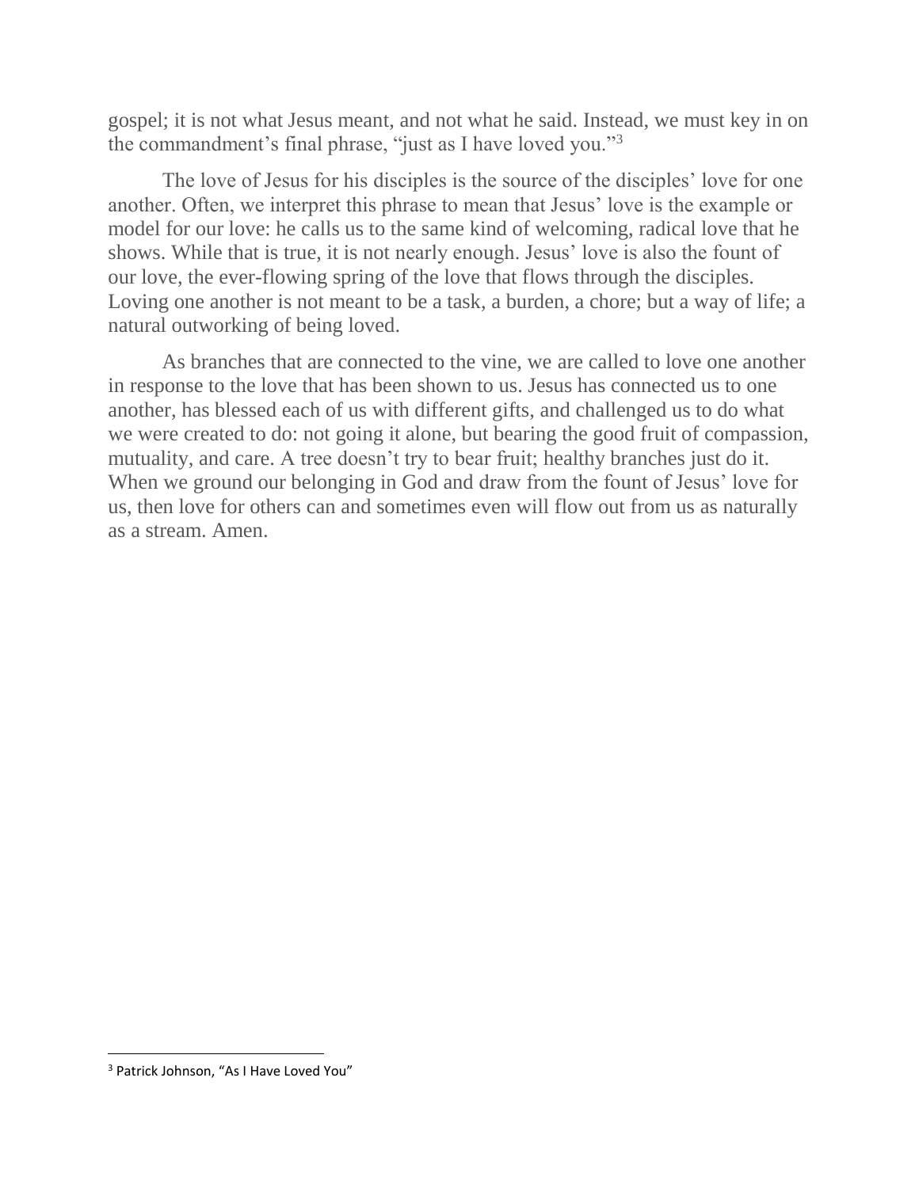gospel; it is not what Jesus meant, and not what he said. Instead, we must key in on the commandment's final phrase, "just as I have loved you."[3]

The love of Jesus for his disciples is the source of the disciples' love for one another. Often, we interpret this phrase to mean that Jesus' love is the example or model for our love: he calls us to the same kind of welcoming, radical love that he shows. While that is true, it is not nearly enough. Jesus' love is also the fount of our love, the ever-flowing spring of the love that flows through the disciples. Loving one another is not meant to be a task, a burden, a chore; but a way of life; a natural outworking of being loved.

As branches that are connected to the vine, we are called to love one another in response to the love that has been shown to us. Jesus has connected us to one another, has blessed each of us with different gifts, and challenged us to do what we were created to do: not going it alone, but bearing the good fruit of compassion, mutuality, and care. A tree doesn't try to bear fruit; healthy branches just do it. When we ground our belonging in God and draw from the fount of Jesus' love for us, then love for others can and sometimes even will flow out from us as naturally as a stream. Amen.

---

[3] Patrick Johnson, "As I Have Loved You"